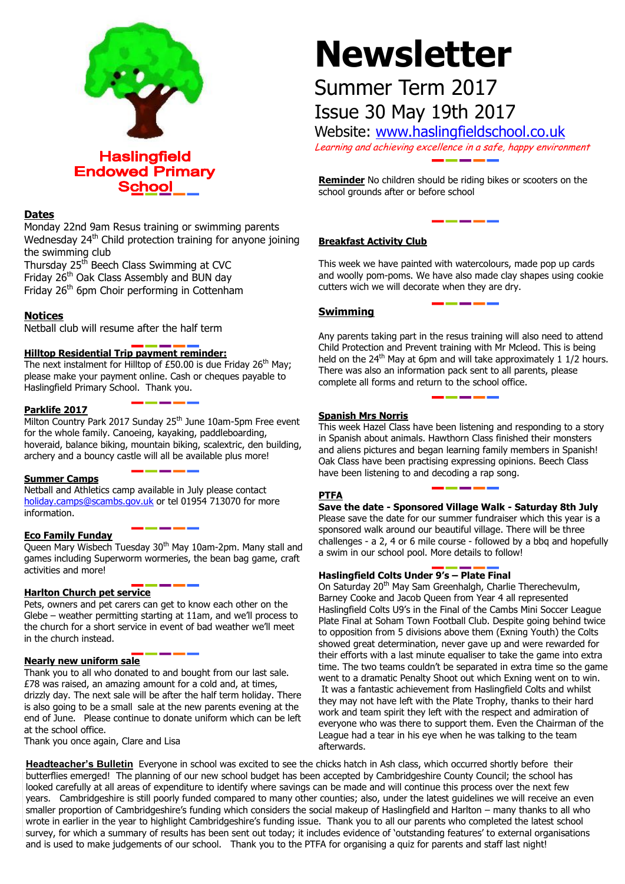# Newsletter

## Summer Term 2017

## Issue 30 May 19th 2017

Website: www.haslingfieldschool.co.uk

*Learning and achieving excellence in a safe, happy environment*

**Haslingfield Endowed Primary School**

**Reminder** No children should be riding bikes or scooters on the school grounds after or before school

### Dates

Monday 22nd 9am Resus training or swimming parents
Wednesday 24th Child protection training for anyone joining the swimming club
Thursday 25th Beech Class Swimming at CVC
Friday 26th Oak Class Assembly and BUN day
Friday 26th 6pm Choir performing in Cottenham

### Notices

Netball club will resume after the half term

### Hilltop Residential Trip payment reminder:

The next instalment for Hilltop of £50.00 is due Friday 26th May; please make your payment online. Cash or cheques payable to Haslingfield Primary School. Thank you.

### Parklife 2017

Milton Country Park 2017 Sunday 25th June 10am-5pm Free event for the whole family. Canoeing, kayaking, paddleboarding, hoveraid, balance biking, mountain biking, scalextric, den building, archery and a bouncy castle will all be available plus more!

### Summer Camps

Netball and Athletics camp available in July please contact holiday.camps@scambs.gov.uk or tel 01954 713070 for more information.

### Eco Family Funday

Queen Mary Wisbech Tuesday 30th May 10am-2pm. Many stall and games including Superworm wormeries, the bean bag game, craft activities and more!

### Harlton Church pet service

Pets, owners and pet carers can get to know each other on the Glebe – weather permitting starting at 11am, and we'll process to the church for a short service in event of bad weather we'll meet in the church instead.

### Nearly new uniform sale

Thank you to all who donated to and bought from our last sale. £78 was raised, an amazing amount for a cold and, at times, drizzly day. The next sale will be after the half term holiday. There is also going to be a small sale at the new parents evening at the end of June. Please continue to donate uniform which can be left at the school office.
Thank you once again, Clare and Lisa

### Breakfast Activity Club

This week we have painted with watercolours, made pop up cards and woolly pom-poms. We have also made clay shapes using cookie cutters wich we will decorate when they are dry.

### Swimming

Any parents taking part in the resus training will also need to attend Child Protection and Prevent training with Mr Mcleod. This is being held on the 24th May at 6pm and will take approximately 1 1/2 hours. There was also an information pack sent to all parents, please complete all forms and return to the school office.

### Spanish Mrs Norris

This week Hazel Class have been listening and responding to a story in Spanish about animals. Hawthorn Class finished their monsters and aliens pictures and began learning family members in Spanish! Oak Class have been practising expressing opinions. Beech Class have been listening to and decoding a rap song.

### PTFA

**Save the date - Sponsored Village Walk - Saturday 8th July**

Please save the date for our summer fundraiser which this year is a sponsored walk around our beautiful village. There will be three challenges - a 2, 4 or 6 mile course - followed by a bbq and hopefully a swim in our school pool. More details to follow!

**Haslingfield Colts Under 9's – Plate Final**

On Saturday 20th May Sam Greenhalgh, Charlie Therechevulm, Barney Cooke and Jacob Queen from Year 4 all represented Haslingfield Colts U9's in the Final of the Cambs Mini Soccer League Plate Final at Soham Town Football Club. Despite going behind twice to opposition from 5 divisions above them (Exning Youth) the Colts showed great determination, never gave up and were rewarded for their efforts with a last minute equaliser to take the game into extra time. The two teams couldn't be separated in extra time so the game went to a dramatic Penalty Shoot out which Exning went on to win. It was a fantastic achievement from Haslingfield Colts and whilst they may not have left with the Plate Trophy, thanks to their hard work and team spirit they left with the respect and admiration of everyone who was there to support them. Even the Chairman of the League had a tear in his eye when he was talking to the team afterwards.

**Headteacher's Bulletin** Everyone in school was excited to see the chicks hatch in Ash class, which occurred shortly before their butterflies emerged! The planning of our new school budget has been accepted by Cambridgeshire County Council; the school has looked carefully at all areas of expenditure to identify where savings can be made and will continue this process over the next few years. Cambridgeshire is still poorly funded compared to many other counties; also, under the latest guidelines we will receive an even smaller proportion of Cambridgeshire's funding which considers the social makeup of Haslingfield and Harlton – many thanks to all who wrote in earlier in the year to highlight Cambridgeshire's funding issue. Thank you to all our parents who completed the latest school survey, for which a summary of results has been sent out today; it includes evidence of 'outstanding features' to external organisations and is used to make judgements of our school. Thank you to the PTFA for organising a quiz for parents and staff last night!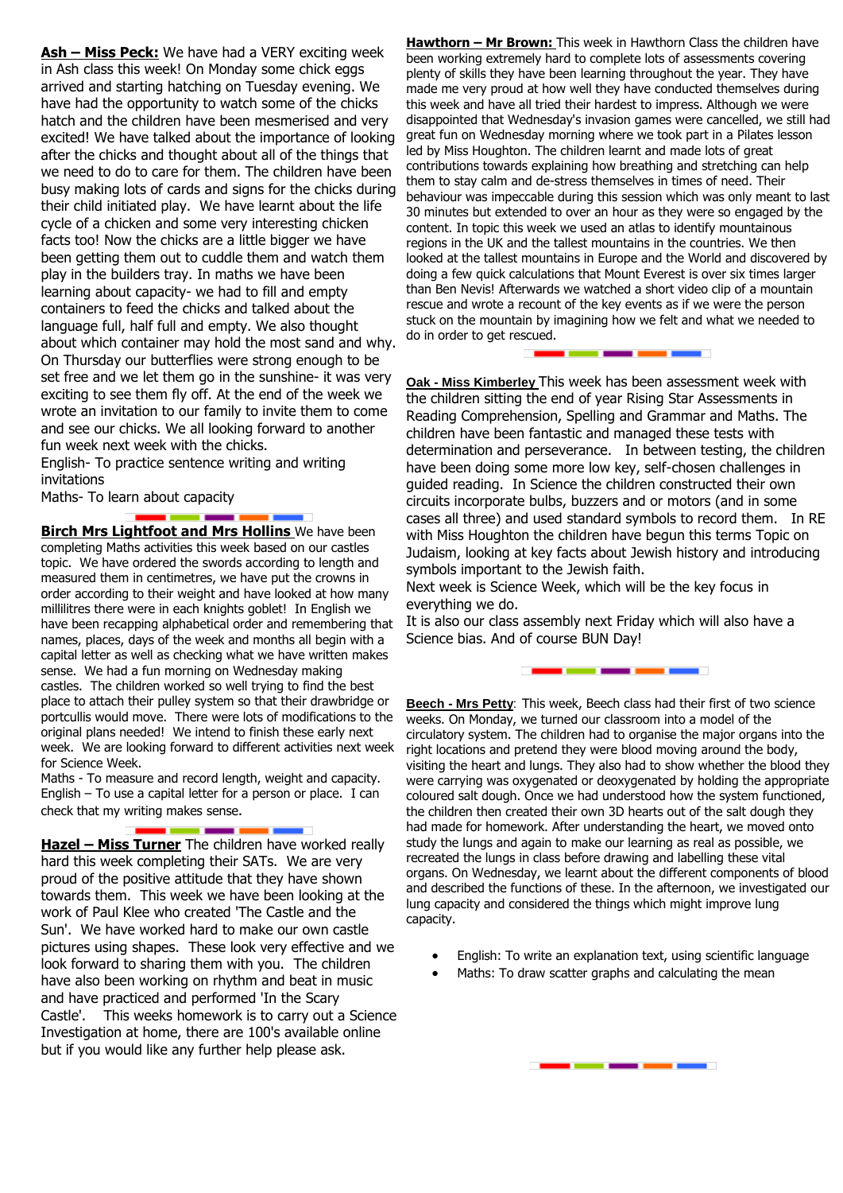**Ash – Miss Peck:** We have had a VERY exciting week in Ash class this week! On Monday some chick eggs arrived and starting hatching on Tuesday evening. We have had the opportunity to watch some of the chicks hatch and the children have been mesmerised and very excited! We have talked about the importance of looking after the chicks and thought about all of the things that we need to do to care for them. The children have been busy making lots of cards and signs for the chicks during their child initiated play. We have learnt about the life cycle of a chicken and some very interesting chicken facts too! Now the chicks are a little bigger we have been getting them out to cuddle them and watch them play in the builders tray. In maths we have been learning about capacity- we had to fill and empty containers to feed the chicks and talked about the language full, half full and empty. We also thought about which container may hold the most sand and why. On Thursday our butterflies were strong enough to be set free and we let them go in the sunshine- it was very exciting to see them fly off. At the end of the week we wrote an invitation to our family to invite them to come and see our chicks. We all looking forward to another fun week next week with the chicks.

English- To practice sentence writing and writing invitations

Maths- To learn about capacity

**Birch Mrs Lightfoot and Mrs Hollins** We have been completing Maths activities this week based on our castles topic. We have ordered the swords according to length and measured them in centimetres, we have put the crowns in order according to their weight and have looked at how many millilitres there were in each knights goblet! In English we have been recapping alphabetical order and remembering that names, places, days of the week and months all begin with a capital letter as well as checking what we have written makes sense. We had a fun morning on Wednesday making castles. The children worked so well trying to find the best place to attach their pulley system so that their drawbridge or portcullis would move. There were lots of modifications to the original plans needed! We intend to finish these early next week. We are looking forward to different activities next week for Science Week.

Maths - To measure and record length, weight and capacity.

English – To use a capital letter for a person or place. I can check that my writing makes sense.

**Hazel – Miss Turner** The children have worked really hard this week completing their SATs. We are very proud of the positive attitude that they have shown towards them. This week we have been looking at the work of Paul Klee who created 'The Castle and the Sun'. We have worked hard to make our own castle pictures using shapes. These look very effective and we look forward to sharing them with you. The children have also been working on rhythm and beat in music and have practiced and performed 'In the Scary Castle'. This weeks homework is to carry out a Science Investigation at home, there are 100's available online but if you would like any further help please ask.

**Hawthorn – Mr Brown:** This week in Hawthorn Class the children have been working extremely hard to complete lots of assessments covering plenty of skills they have been learning throughout the year. They have made me very proud at how well they have conducted themselves during this week and have all tried their hardest to impress. Although we were disappointed that Wednesday's invasion games were cancelled, we still had great fun on Wednesday morning where we took part in a Pilates lesson led by Miss Houghton. The children learnt and made lots of great contributions towards explaining how breathing and stretching can help them to stay calm and de-stress themselves in times of need. Their behaviour was impeccable during this session which was only meant to last 30 minutes but extended to over an hour as they were so engaged by the content. In topic this week we used an atlas to identify mountainous regions in the UK and the tallest mountains in the countries. We then looked at the tallest mountains in Europe and the World and discovered by doing a few quick calculations that Mount Everest is over six times larger than Ben Nevis! Afterwards we watched a short video clip of a mountain rescue and wrote a recount of the key events as if we were the person stuck on the mountain by imagining how we felt and what we needed to do in order to get rescued.

**Oak - Miss Kimberley** This week has been assessment week with the children sitting the end of year Rising Star Assessments in Reading Comprehension, Spelling and Grammar and Maths. The children have been fantastic and managed these tests with determination and perseverance. In between testing, the children have been doing some more low key, self-chosen challenges in guided reading. In Science the children constructed their own circuits incorporate bulbs, buzzers and or motors (and in some cases all three) and used standard symbols to record them. In RE with Miss Houghton the children have begun this terms Topic on Judaism, looking at key facts about Jewish history and introducing symbols important to the Jewish faith.

Next week is Science Week, which will be the key focus in everything we do.

It is also our class assembly next Friday which will also have a Science bias. And of course BUN Day!

**Beech - Mrs Petty**: This week, Beech class had their first of two science weeks. On Monday, we turned our classroom into a model of the circulatory system. The children had to organise the major organs into the right locations and pretend they were blood moving around the body, visiting the heart and lungs. They also had to show whether the blood they were carrying was oxygenated or deoxygenated by holding the appropriate coloured salt dough. Once we had understood how the system functioned, the children then created their own 3D hearts out of the salt dough they had made for homework. After understanding the heart, we moved onto study the lungs and again to make our learning as real as possible, we recreated the lungs in class before drawing and labelling these vital organs. On Wednesday, we learnt about the different components of blood and described the functions of these. In the afternoon, we investigated our lung capacity and considered the things which might improve lung capacity.

- English: To write an explanation text, using scientific language
- Maths: To draw scatter graphs and calculating the mean